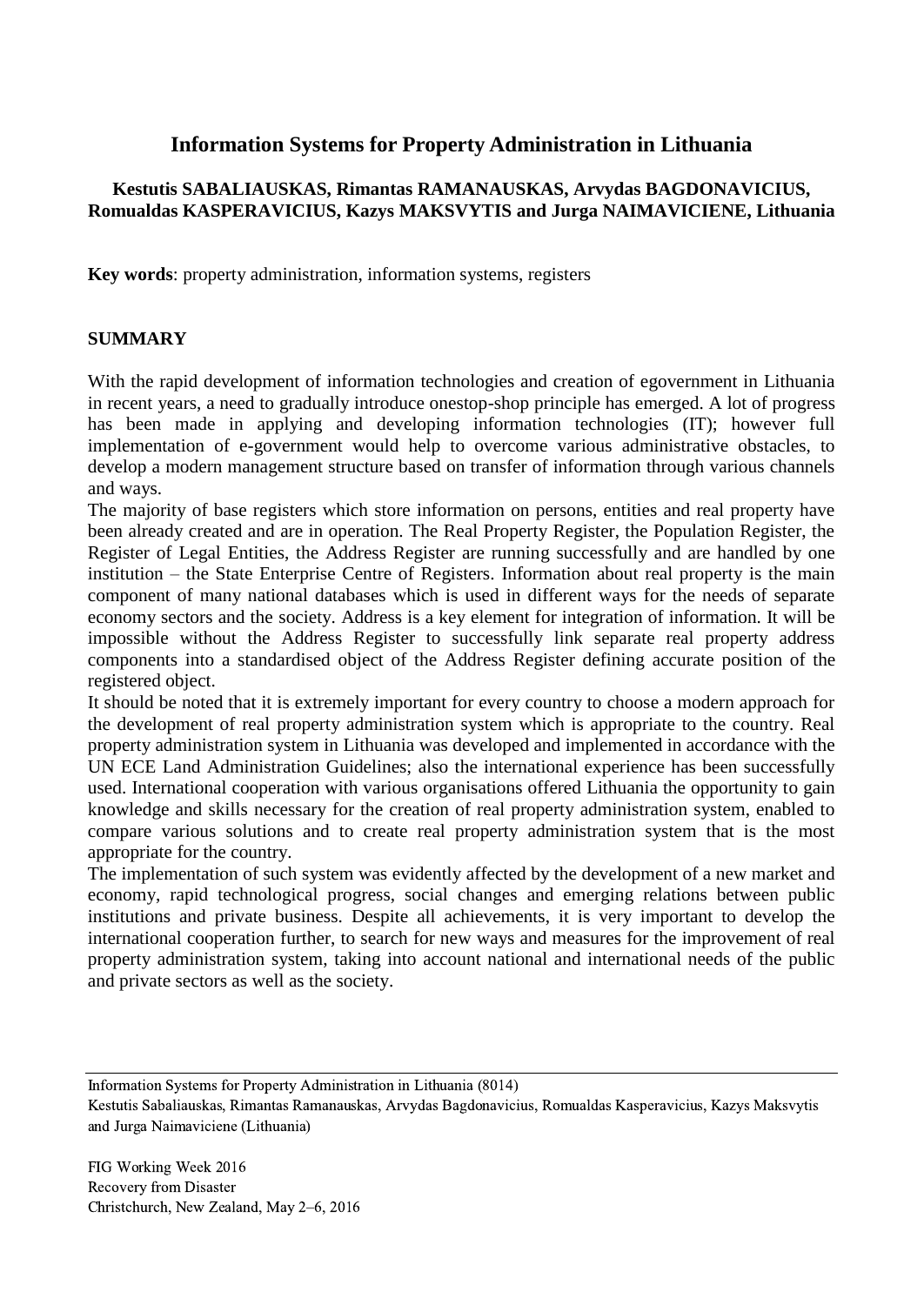# Information Systems for Property Administration in Lithuania

**Kestutis SABALIAUSKAS, Rimantas RAMANAUSKAS, Arvydas BAGDONAVICIUS, Romualdas KASPERAVICIUS, Kazys MAKSVYTIS and Jurga NAIMAVICIENE, Lithuania**

**Key words**: property administration, information systems, registers

## SUMMARY

With the rapid development of information technologies and creation of egovernment in Lithuania in recent years, a need to gradually introduce onestop-shop principle has emerged. A lot of progress has been made in applying and developing information technologies (IT); however full implementation of e-government would help to overcome various administrative obstacles, to develop a modern management structure based on transfer of information through various channels and ways.

The majority of base registers which store information on persons, entities and real property have been already created and are in operation. The Real Property Register, the Population Register, the Register of Legal Entities, the Address Register are running successfully and are handled by one institution – the State Enterprise Centre of Registers. Information about real property is the main component of many national databases which is used in different ways for the needs of separate economy sectors and the society. Address is a key element for integration of information. It will be impossible without the Address Register to successfully link separate real property address components into a standardised object of the Address Register defining accurate position of the registered object.

It should be noted that it is extremely important for every country to choose a modern approach for the development of real property administration system which is appropriate to the country. Real property administration system in Lithuania was developed and implemented in accordance with the UN ECE Land Administration Guidelines; also the international experience has been successfully used. International cooperation with various organisations offered Lithuania the opportunity to gain knowledge and skills necessary for the creation of real property administration system, enabled to compare various solutions and to create real property administration system that is the most appropriate for the country.

The implementation of such system was evidently affected by the development of a new market and economy, rapid technological progress, social changes and emerging relations between public institutions and private business. Despite all achievements, it is very important to develop the international cooperation further, to search for new ways and measures for the improvement of real property administration system, taking into account national and international needs of the public and private sectors as well as the society.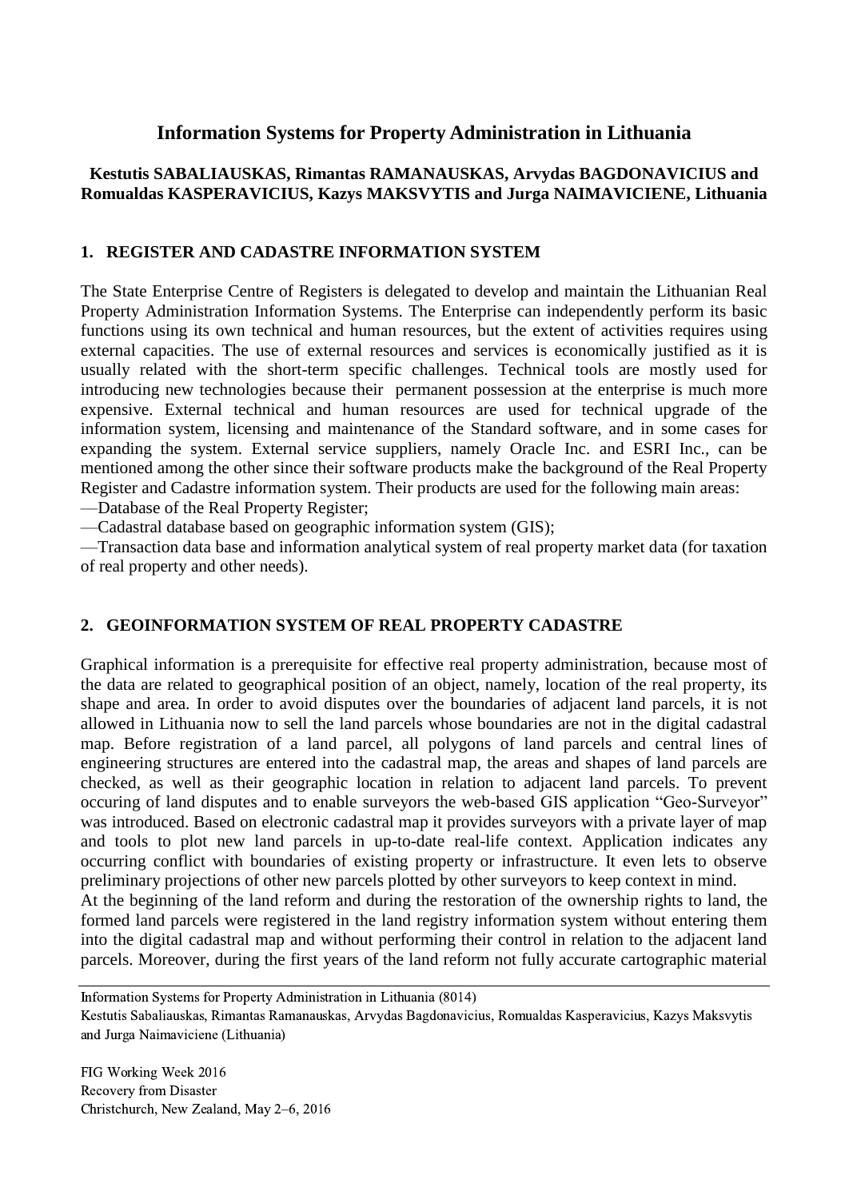# Information Systems for Property Administration in Lithuania

**Kestutis SABALIAUSKAS, Rimantas RAMANAUSKAS, Arvydas BAGDONAVICIUS and Romualdas KASPERAVICIUS, Kazys MAKSVYTIS and Jurga NAIMAVICIENE, Lithuania**

## 1. REGISTER AND CADASTRE INFORMATION SYSTEM

The State Enterprise Centre of Registers is delegated to develop and maintain the Lithuanian Real Property Administration Information Systems. The Enterprise can independently perform its basic functions using its own technical and human resources, but the extent of activities requires using external capacities. The use of external resources and services is economically justified as it is usually related with the short-term specific challenges. Technical tools are mostly used for introducing new technologies because their permanent possession at the enterprise is much more expensive. External technical and human resources are used for technical upgrade of the information system, licensing and maintenance of the Standard software, and in some cases for expanding the system. External service suppliers, namely Oracle Inc. and ESRI Inc., can be mentioned among the other since their software products make the background of the Real Property Register and Cadastre information system. Their products are used for the following main areas:

—Database of the Real Property Register;
—Cadastral database based on geographic information system (GIS);
—Transaction data base and information analytical system of real property market data (for taxation of real property and other needs).

## 2. GEOINFORMATION SYSTEM OF REAL PROPERTY CADASTRE

Graphical information is a prerequisite for effective real property administration, because most of the data are related to geographical position of an object, namely, location of the real property, its shape and area. In order to avoid disputes over the boundaries of adjacent land parcels, it is not allowed in Lithuania now to sell the land parcels whose boundaries are not in the digital cadastral map. Before registration of a land parcel, all polygons of land parcels and central lines of engineering structures are entered into the cadastral map, the areas and shapes of land parcels are checked, as well as their geographic location in relation to adjacent land parcels. To prevent occuring of land disputes and to enable surveyors the web-based GIS application "Geo-Surveyor" was introduced. Based on electronic cadastral map it provides surveyors with a private layer of map and tools to plot new land parcels in up-to-date real-life context. Application indicates any occurring conflict with boundaries of existing property or infrastructure. It even lets to observe preliminary projections of other new parcels plotted by other surveyors to keep context in mind.

At the beginning of the land reform and during the restoration of the ownership rights to land, the formed land parcels were registered in the land registry information system without entering them into the digital cadastral map and without performing their control in relation to the adjacent land parcels. Moreover, during the first years of the land reform not fully accurate cartographic material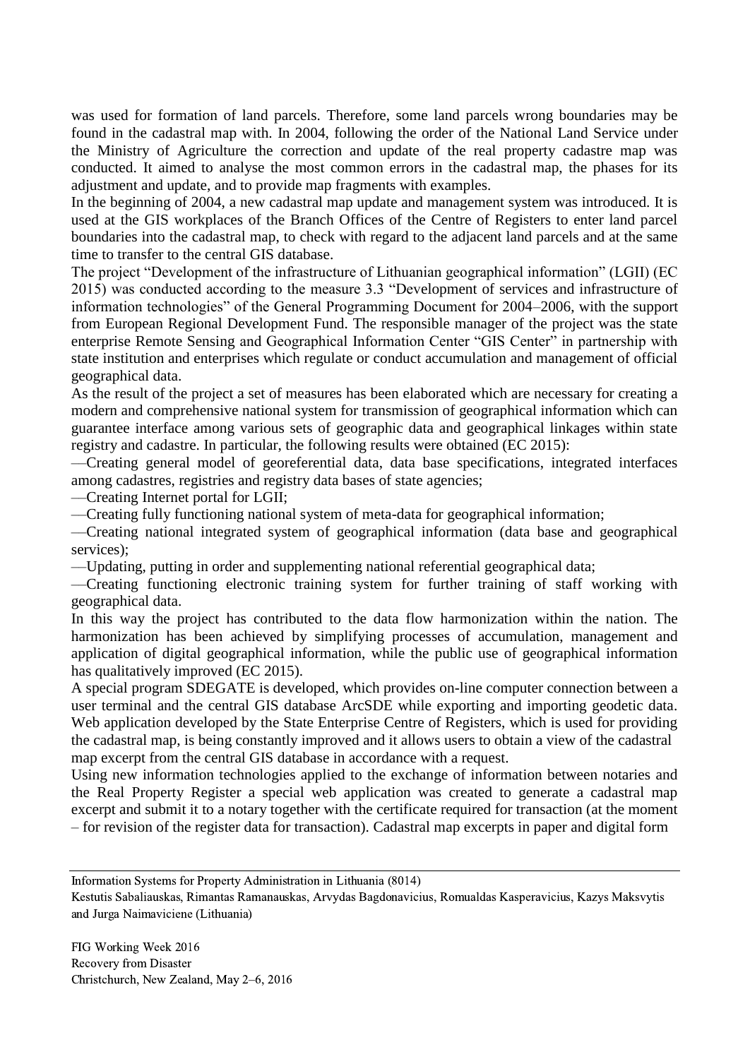was used for formation of land parcels. Therefore, some land parcels wrong boundaries may be found in the cadastral map with. In 2004, following the order of the National Land Service under the Ministry of Agriculture the correction and update of the real property cadastre map was conducted. It aimed to analyse the most common errors in the cadastral map, the phases for its adjustment and update, and to provide map fragments with examples.

In the beginning of 2004, a new cadastral map update and management system was introduced. It is used at the GIS workplaces of the Branch Offices of the Centre of Registers to enter land parcel boundaries into the cadastral map, to check with regard to the adjacent land parcels and at the same time to transfer to the central GIS database.

The project "Development of the infrastructure of Lithuanian geographical information" (LGII) (EC 2015) was conducted according to the measure 3.3 "Development of services and infrastructure of information technologies" of the General Programming Document for 2004–2006, with the support from European Regional Development Fund. The responsible manager of the project was the state enterprise Remote Sensing and Geographical Information Center "GIS Center" in partnership with state institution and enterprises which regulate or conduct accumulation and management of official geographical data.

As the result of the project a set of measures has been elaborated which are necessary for creating a modern and comprehensive national system for transmission of geographical information which can guarantee interface among various sets of geographic data and geographical linkages within state registry and cadastre. In particular, the following results were obtained (EC 2015):

—Creating general model of georeferential data, data base specifications, integrated interfaces among cadastres, registries and registry data bases of state agencies;

—Creating Internet portal for LGII;

—Creating fully functioning national system of meta-data for geographical information;

—Creating national integrated system of geographical information (data base and geographical services);

—Updating, putting in order and supplementing national referential geographical data;

—Creating functioning electronic training system for further training of staff working with geographical data.

In this way the project has contributed to the data flow harmonization within the nation. The harmonization has been achieved by simplifying processes of accumulation, management and application of digital geographical information, while the public use of geographical information has qualitatively improved (EC 2015).

A special program SDEGATE is developed, which provides on-line computer connection between a user terminal and the central GIS database ArcSDE while exporting and importing geodetic data. Web application developed by the State Enterprise Centre of Registers, which is used for providing the cadastral map, is being constantly improved and it allows users to obtain a view of the cadastral map excerpt from the central GIS database in accordance with a request.

Using new information technologies applied to the exchange of information between notaries and the Real Property Register a special web application was created to generate a cadastral map excerpt and submit it to a notary together with the certificate required for transaction (at the moment – for revision of the register data for transaction). Cadastral map excerpts in paper and digital form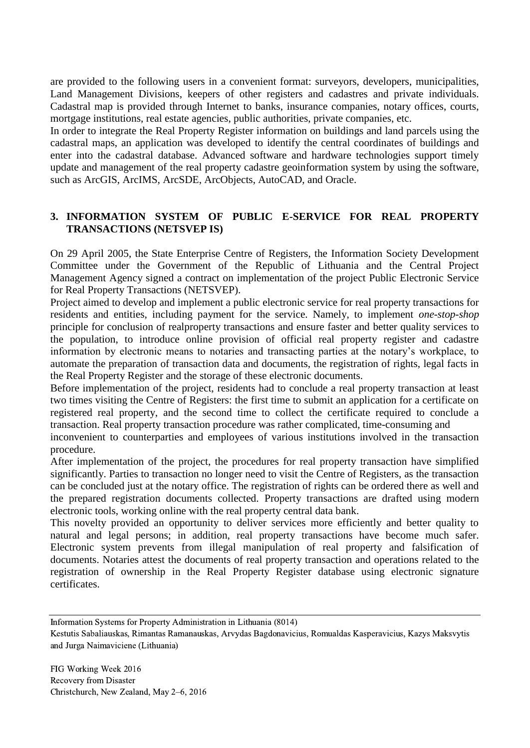are provided to the following users in a convenient format: surveyors, developers, municipalities, Land Management Divisions, keepers of other registers and cadastres and private individuals. Cadastral map is provided through Internet to banks, insurance companies, notary offices, courts, mortgage institutions, real estate agencies, public authorities, private companies, etc.

In order to integrate the Real Property Register information on buildings and land parcels using the cadastral maps, an application was developed to identify the central coordinates of buildings and enter into the cadastral database. Advanced software and hardware technologies support timely update and management of the real property cadastre geoinformation system by using the software, such as ArcGIS, ArcIMS, ArcSDE, ArcObjects, AutoCAD, and Oracle.

## 3. INFORMATION SYSTEM OF PUBLIC E-SERVICE FOR REAL PROPERTY TRANSACTIONS (NETSVEP IS)

On 29 April 2005, the State Enterprise Centre of Registers, the Information Society Development Committee under the Government of the Republic of Lithuania and the Central Project Management Agency signed a contract on implementation of the project Public Electronic Service for Real Property Transactions (NETSVEP).

Project aimed to develop and implement a public electronic service for real property transactions for residents and entities, including payment for the service. Namely, to implement *one-stop-shop* principle for conclusion of realproperty transactions and ensure faster and better quality services to the population, to introduce online provision of official real property register and cadastre information by electronic means to notaries and transacting parties at the notary's workplace, to automate the preparation of transaction data and documents, the registration of rights, legal facts in the Real Property Register and the storage of these electronic documents.

Before implementation of the project, residents had to conclude a real property transaction at least two times visiting the Centre of Registers: the first time to submit an application for a certificate on registered real property, and the second time to collect the certificate required to conclude a transaction. Real property transaction procedure was rather complicated, time-consuming and inconvenient to counterparties and employees of various institutions involved in the transaction procedure.

After implementation of the project, the procedures for real property transaction have simplified significantly. Parties to transaction no longer need to visit the Centre of Registers, as the transaction can be concluded just at the notary office. The registration of rights can be ordered there as well and the prepared registration documents collected. Property transactions are drafted using modern electronic tools, working online with the real property central data bank.

This novelty provided an opportunity to deliver services more efficiently and better quality to natural and legal persons; in addition, real property transactions have become much safer. Electronic system prevents from illegal manipulation of real property and falsification of documents. Notaries attest the documents of real property transaction and operations related to the registration of ownership in the Real Property Register database using electronic signature certificates.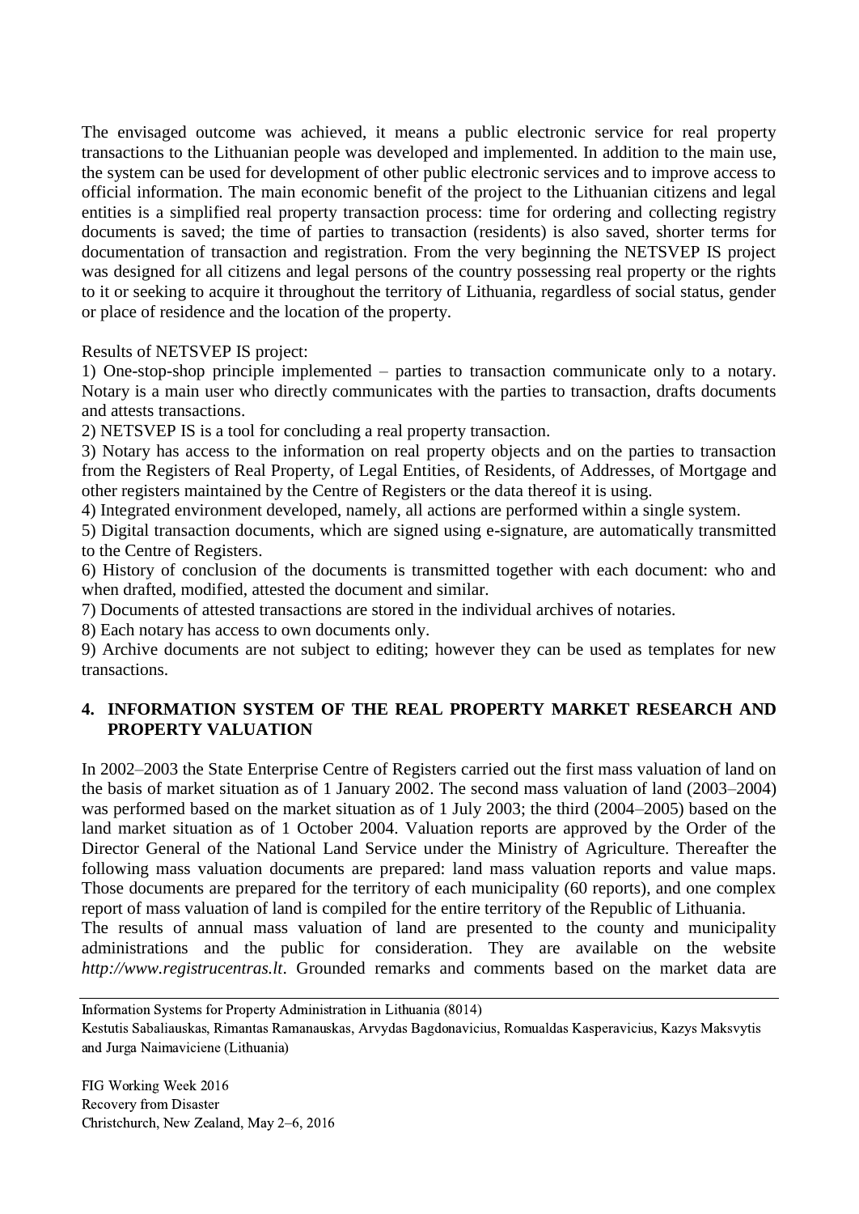The envisaged outcome was achieved, it means a public electronic service for real property transactions to the Lithuanian people was developed and implemented. In addition to the main use, the system can be used for development of other public electronic services and to improve access to official information. The main economic benefit of the project to the Lithuanian citizens and legal entities is a simplified real property transaction process: time for ordering and collecting registry documents is saved; the time of parties to transaction (residents) is also saved, shorter terms for documentation of transaction and registration. From the very beginning the NETSVEP IS project was designed for all citizens and legal persons of the country possessing real property or the rights to it or seeking to acquire it throughout the territory of Lithuania, regardless of social status, gender or place of residence and the location of the property.

Results of NETSVEP IS project:

1) One-stop-shop principle implemented – parties to transaction communicate only to a notary. Notary is a main user who directly communicates with the parties to transaction, drafts documents and attests transactions.
2) NETSVEP IS is a tool for concluding a real property transaction.
3) Notary has access to the information on real property objects and on the parties to transaction from the Registers of Real Property, of Legal Entities, of Residents, of Addresses, of Mortgage and other registers maintained by the Centre of Registers or the data thereof it is using.
4) Integrated environment developed, namely, all actions are performed within a single system.
5) Digital transaction documents, which are signed using e-signature, are automatically transmitted to the Centre of Registers.
6) History of conclusion of the documents is transmitted together with each document: who and when drafted, modified, attested the document and similar.
7) Documents of attested transactions are stored in the individual archives of notaries.
8) Each notary has access to own documents only.
9) Archive documents are not subject to editing; however they can be used as templates for new transactions.

## 4. INFORMATION SYSTEM OF THE REAL PROPERTY MARKET RESEARCH AND PROPERTY VALUATION

In 2002–2003 the State Enterprise Centre of Registers carried out the first mass valuation of land on the basis of market situation as of 1 January 2002. The second mass valuation of land (2003–2004) was performed based on the market situation as of 1 July 2003; the third (2004–2005) based on the land market situation as of 1 October 2004. Valuation reports are approved by the Order of the Director General of the National Land Service under the Ministry of Agriculture. Thereafter the following mass valuation documents are prepared: land mass valuation reports and value maps. Those documents are prepared for the territory of each municipality (60 reports), and one complex report of mass valuation of land is compiled for the entire territory of the Republic of Lithuania.

The results of annual mass valuation of land are presented to the county and municipality administrations and the public for consideration. They are available on the website *http://www.registrucentras.lt*. Grounded remarks and comments based on the market data are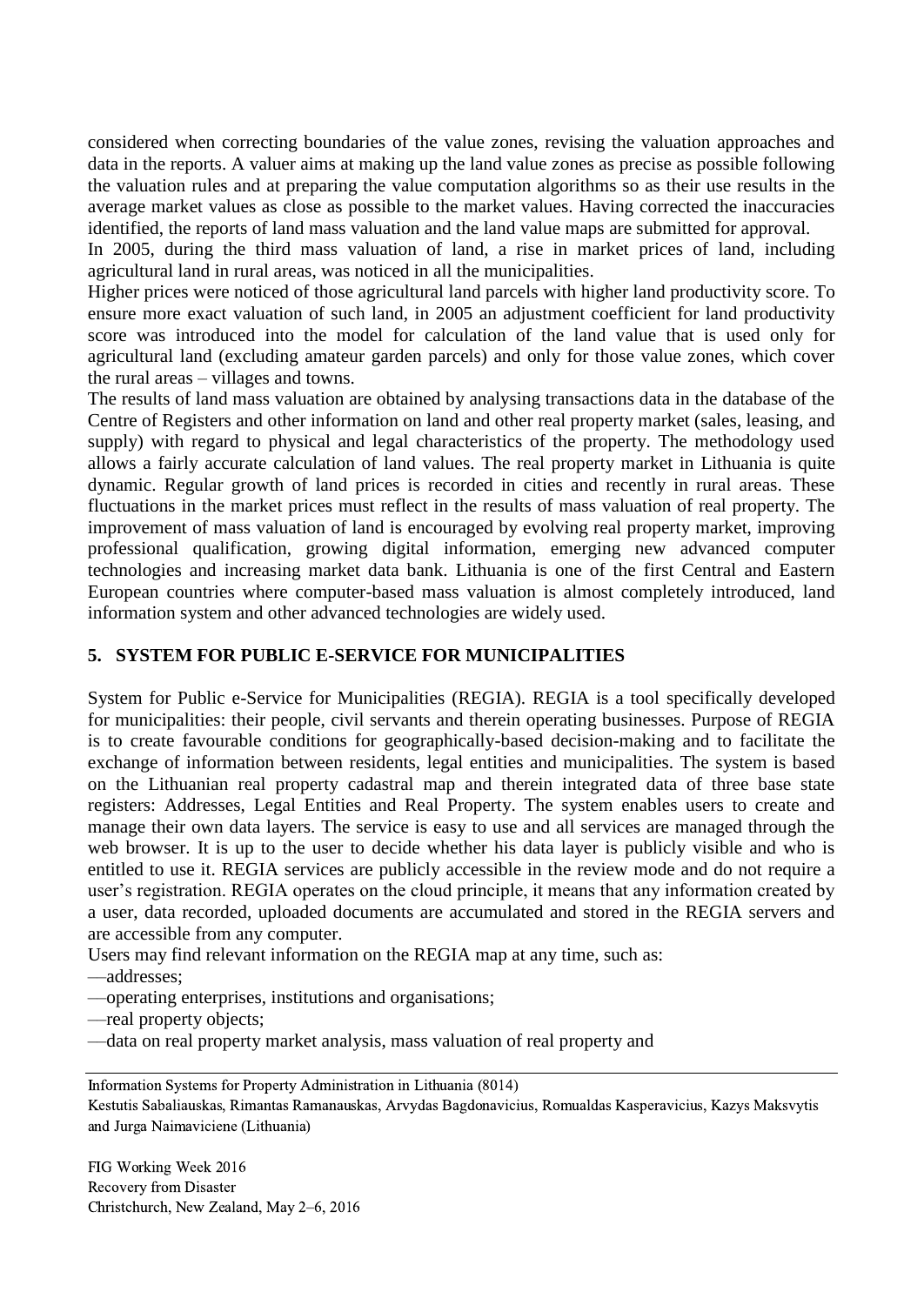considered when correcting boundaries of the value zones, revising the valuation approaches and data in the reports. A valuer aims at making up the land value zones as precise as possible following the valuation rules and at preparing the value computation algorithms so as their use results in the average market values as close as possible to the market values. Having corrected the inaccuracies identified, the reports of land mass valuation and the land value maps are submitted for approval.

In 2005, during the third mass valuation of land, a rise in market prices of land, including agricultural land in rural areas, was noticed in all the municipalities.

Higher prices were noticed of those agricultural land parcels with higher land productivity score. To ensure more exact valuation of such land, in 2005 an adjustment coefficient for land productivity score was introduced into the model for calculation of the land value that is used only for agricultural land (excluding amateur garden parcels) and only for those value zones, which cover the rural areas – villages and towns.

The results of land mass valuation are obtained by analysing transactions data in the database of the Centre of Registers and other information on land and other real property market (sales, leasing, and supply) with regard to physical and legal characteristics of the property. The methodology used allows a fairly accurate calculation of land values. The real property market in Lithuania is quite dynamic. Regular growth of land prices is recorded in cities and recently in rural areas. These fluctuations in the market prices must reflect in the results of mass valuation of real property. The improvement of mass valuation of land is encouraged by evolving real property market, improving professional qualification, growing digital information, emerging new advanced computer technologies and increasing market data bank. Lithuania is one of the first Central and Eastern European countries where computer-based mass valuation is almost completely introduced, land information system and other advanced technologies are widely used.

## 5. SYSTEM FOR PUBLIC E-SERVICE FOR MUNICIPALITIES

System for Public e-Service for Municipalities (REGIA). REGIA is a tool specifically developed for municipalities: their people, civil servants and therein operating businesses. Purpose of REGIA is to create favourable conditions for geographically-based decision-making and to facilitate the exchange of information between residents, legal entities and municipalities. The system is based on the Lithuanian real property cadastral map and therein integrated data of three base state registers: Addresses, Legal Entities and Real Property. The system enables users to create and manage their own data layers. The service is easy to use and all services are managed through the web browser. It is up to the user to decide whether his data layer is publicly visible and who is entitled to use it. REGIA services are publicly accessible in the review mode and do not require a user's registration. REGIA operates on the cloud principle, it means that any information created by a user, data recorded, uploaded documents are accumulated and stored in the REGIA servers and are accessible from any computer.

Users may find relevant information on the REGIA map at any time, such as:

—addresses;

—operating enterprises, institutions and organisations;

—real property objects;

—data on real property market analysis, mass valuation of real property and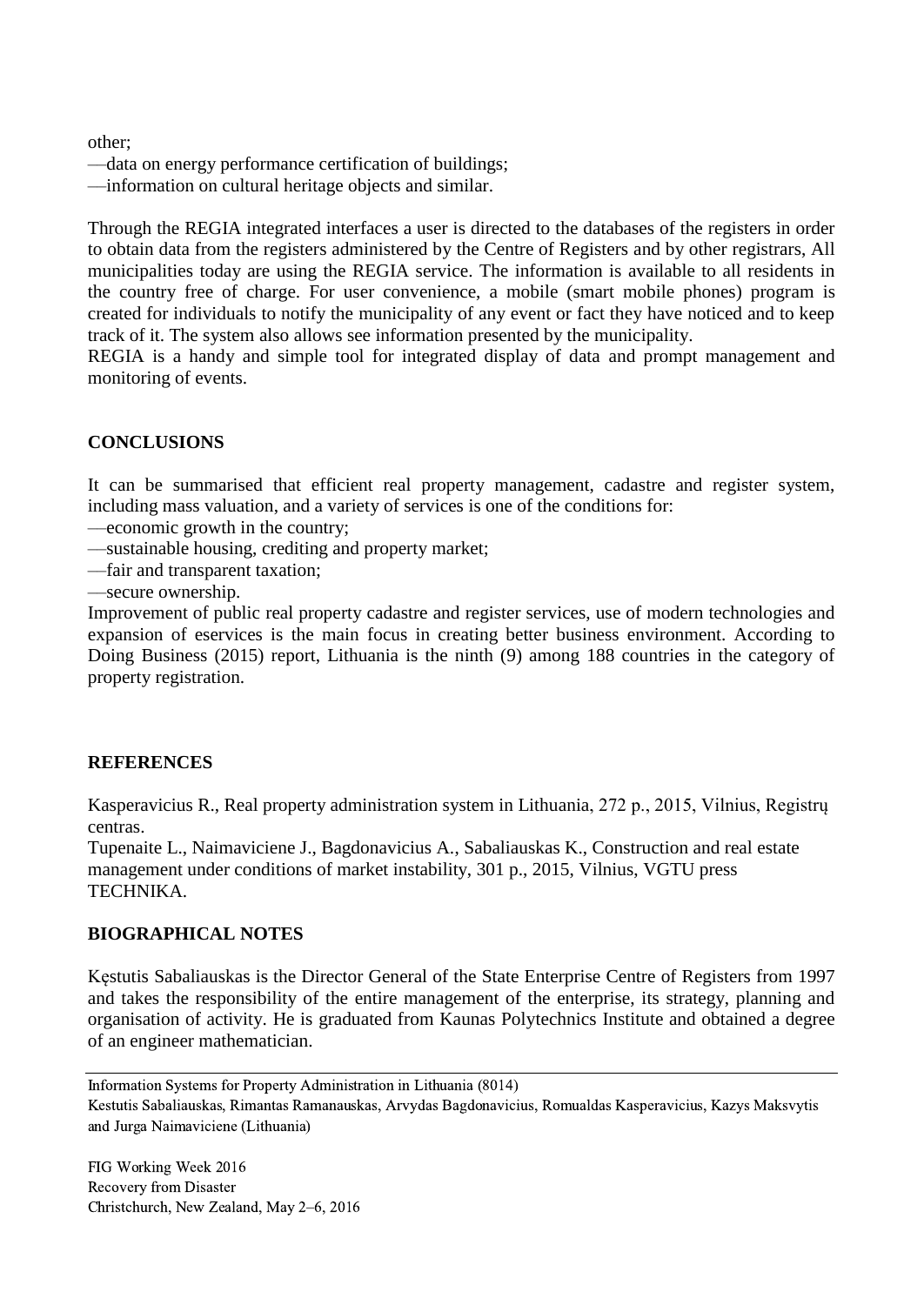other;

—data on energy performance certification of buildings;

—information on cultural heritage objects and similar.

Through the REGIA integrated interfaces a user is directed to the databases of the registers in order to obtain data from the registers administered by the Centre of Registers and by other registrars, All municipalities today are using the REGIA service. The information is available to all residents in the country free of charge. For user convenience, a mobile (smart mobile phones) program is created for individuals to notify the municipality of any event or fact they have noticed and to keep track of it. The system also allows see information presented by the municipality.
REGIA is a handy and simple tool for integrated display of data and prompt management and monitoring of events.

## CONCLUSIONS

It can be summarised that efficient real property management, cadastre and register system, including mass valuation, and a variety of services is one of the conditions for:

—economic growth in the country;

—sustainable housing, crediting and property market;

—fair and transparent taxation;

—secure ownership.

Improvement of public real property cadastre and register services, use of modern technologies and expansion of eservices is the main focus in creating better business environment. According to Doing Business (2015) report, Lithuania is the ninth (9) among 188 countries in the category of property registration.

## REFERENCES

Kasperavicius R., Real property administration system in Lithuania, 272 p., 2015, Vilnius, Registrų centras.

Tupenaite L., Naimaviciene J., Bagdonavicius A., Sabaliauskas K., Construction and real estate management under conditions of market instability, 301 p., 2015, Vilnius, VGTU press TECHNIKA.

## BIOGRAPHICAL NOTES

Kęstutis Sabaliauskas is the Director General of the State Enterprise Centre of Registers from 1997 and takes the responsibility of the entire management of the enterprise, its strategy, planning and organisation of activity. He is graduated from Kaunas Polytechnics Institute and obtained a degree of an engineer mathematician.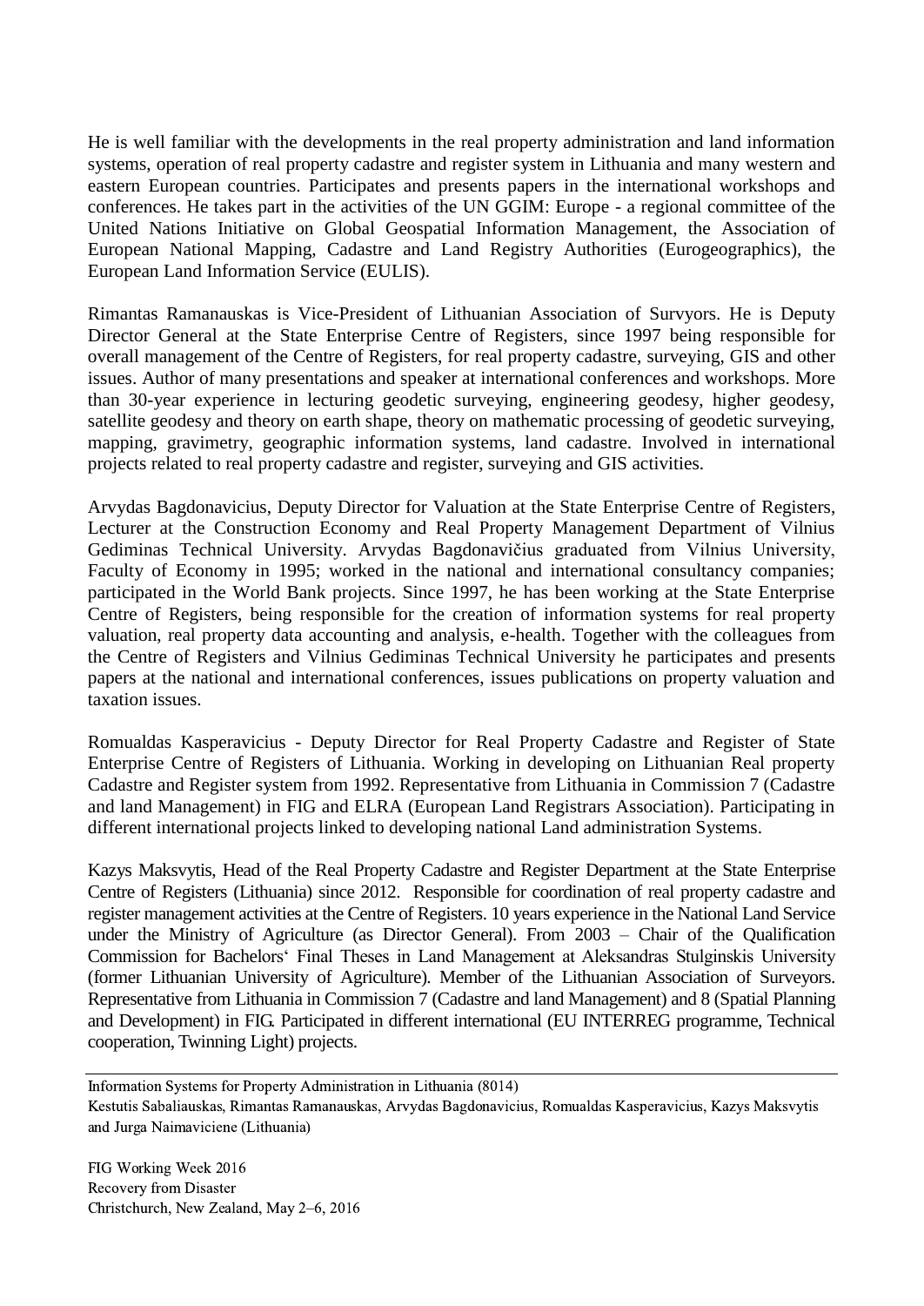He is well familiar with the developments in the real property administration and land information systems, operation of real property cadastre and register system in Lithuania and many western and eastern European countries. Participates and presents papers in the international workshops and conferences. He takes part in the activities of the UN GGIM: Europe - a regional committee of the United Nations Initiative on Global Geospatial Information Management, the Association of European National Mapping, Cadastre and Land Registry Authorities (Eurogeographics), the European Land Information Service (EULIS).

Rimantas Ramanauskas is Vice-President of Lithuanian Association of Survyors. He is Deputy Director General at the State Enterprise Centre of Registers, since 1997 being responsible for overall management of the Centre of Registers, for real property cadastre, surveying, GIS and other issues. Author of many presentations and speaker at international conferences and workshops. More than 30-year experience in lecturing geodetic surveying, engineering geodesy, higher geodesy, satellite geodesy and theory on earth shape, theory on mathematic processing of geodetic surveying, mapping, gravimetry, geographic information systems, land cadastre. Involved in international projects related to real property cadastre and register, surveying and GIS activities.

Arvydas Bagdonavicius, Deputy Director for Valuation at the State Enterprise Centre of Registers, Lecturer at the Construction Economy and Real Property Management Department of Vilnius Gediminas Technical University. Arvydas Bagdonavičius graduated from Vilnius University, Faculty of Economy in 1995; worked in the national and international consultancy companies; participated in the World Bank projects. Since 1997, he has been working at the State Enterprise Centre of Registers, being responsible for the creation of information systems for real property valuation, real property data accounting and analysis, e-health. Together with the colleagues from the Centre of Registers and Vilnius Gediminas Technical University he participates and presents papers at the national and international conferences, issues publications on property valuation and taxation issues.

Romualdas Kasperavicius - Deputy Director for Real Property Cadastre and Register of State Enterprise Centre of Registers of Lithuania. Working in developing on Lithuanian Real property Cadastre and Register system from 1992. Representative from Lithuania in Commission 7 (Cadastre and land Management) in FIG and ELRA (European Land Registrars Association). Participating in different international projects linked to developing national Land administration Systems.

Kazys Maksvytis, Head of the Real Property Cadastre and Register Department at the State Enterprise Centre of Registers (Lithuania) since 2012. Responsible for coordination of real property cadastre and register management activities at the Centre of Registers. 10 years experience in the National Land Service under the Ministry of Agriculture (as Director General). From 2003 – Chair of the Qualification Commission for Bachelors' Final Theses in Land Management at Aleksandras Stulginskis University (former Lithuanian University of Agriculture). Member of the Lithuanian Association of Surveyors. Representative from Lithuania in Commission 7 (Cadastre and land Management) and 8 (Spatial Planning and Development) in FIG. Participated in different international (EU INTERREG programme, Technical cooperation, Twinning Light) projects.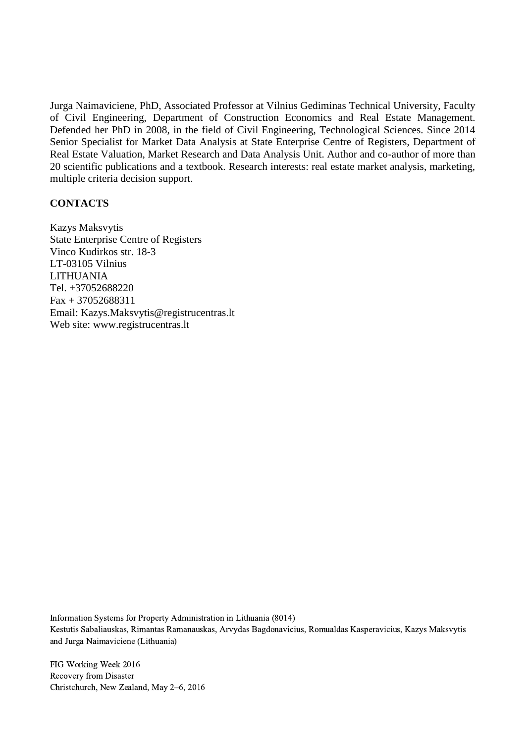Jurga Naimaviciene, PhD, Associated Professor at Vilnius Gediminas Technical University, Faculty of Civil Engineering, Department of Construction Economics and Real Estate Management. Defended her PhD in 2008, in the field of Civil Engineering, Technological Sciences. Since 2014 Senior Specialist for Market Data Analysis at State Enterprise Centre of Registers, Department of Real Estate Valuation, Market Research and Data Analysis Unit. Author and co-author of more than 20 scientific publications and a textbook. Research interests: real estate market analysis, marketing, multiple criteria decision support.

## CONTACTS

Kazys Maksvytis
State Enterprise Centre of Registers
Vinco Kudirkos str. 18-3
LT-03105 Vilnius
LITHUANIA
Tel. +37052688220
Fax + 37052688311
Email: Kazys.Maksvytis@registrucentras.lt
Web site: www.registrucentras.lt